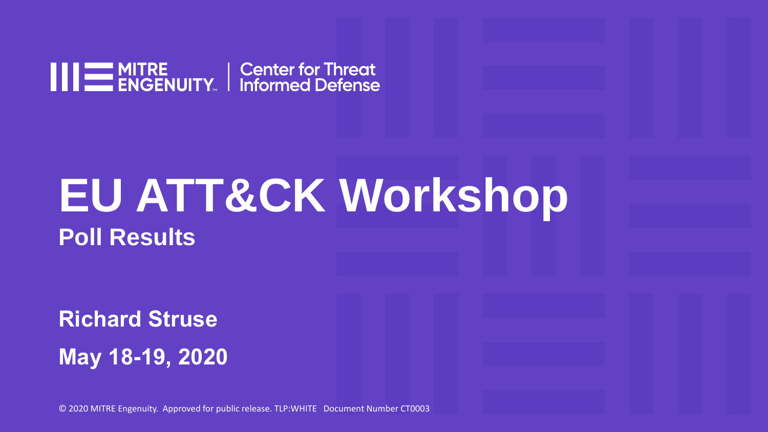MITRE ENGENUITY | Center for Threat Informed Defense

# EU ATT&CK Workshop

## Poll Results

**Richard Struse**

**May 18-19, 2020**

© 2020 MITRE Engenuity. Approved for public release. TLP:WHITE Document Number CT0003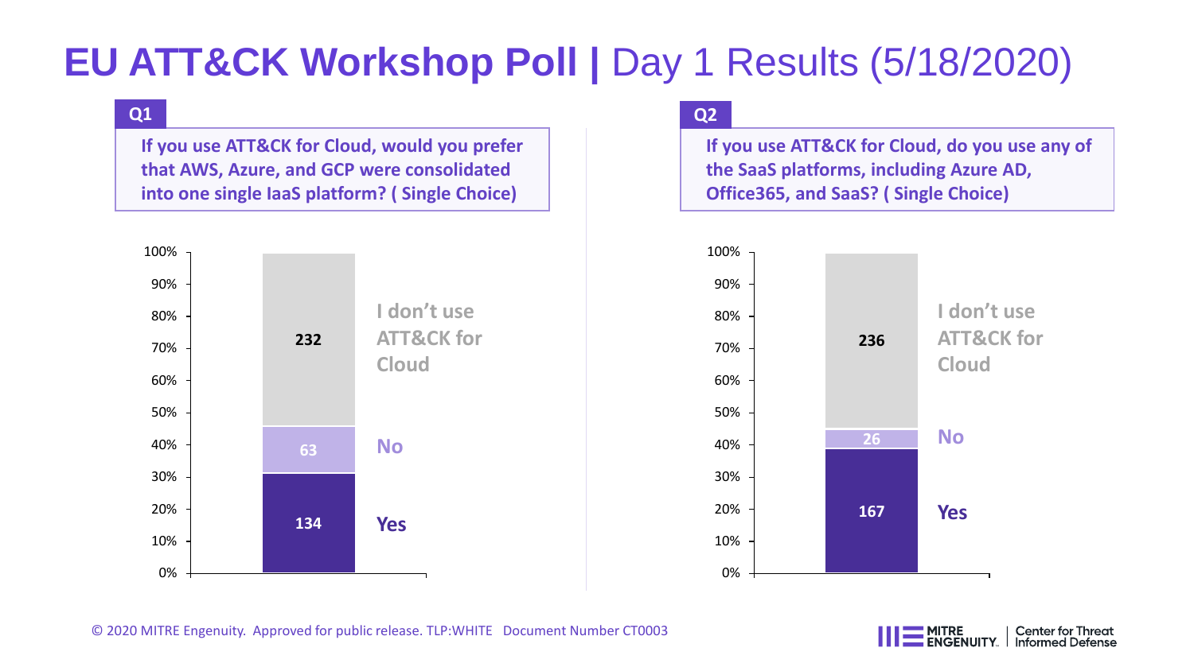# EU ATT&CK Workshop Poll | Day 1 Results (5/18/2020)

## Q1

**If you use ATT&CK for Cloud, would you prefer that AWS, Azure, and GCP were consolidated into one single IaaS platform? ( Single Choice)**

| Response | Count |
|---|---|
| I don't use ATT&CK for Cloud | 232 |
| No | 63 |
| Yes | 134 |

## Q2

**If you use ATT&CK for Cloud, do you use any of the SaaS platforms, including Azure AD, Office365, and SaaS? ( Single Choice)**

| Response | Count |
|---|---|
| I don't use ATT&CK for Cloud | 236 |
| No | 26 |
| Yes | 167 |

© 2020 MITRE Engenuity. Approved for public release. TLP:WHITE Document Number CT0003

MITRE ENGENUITY | Center for Threat Informed Defense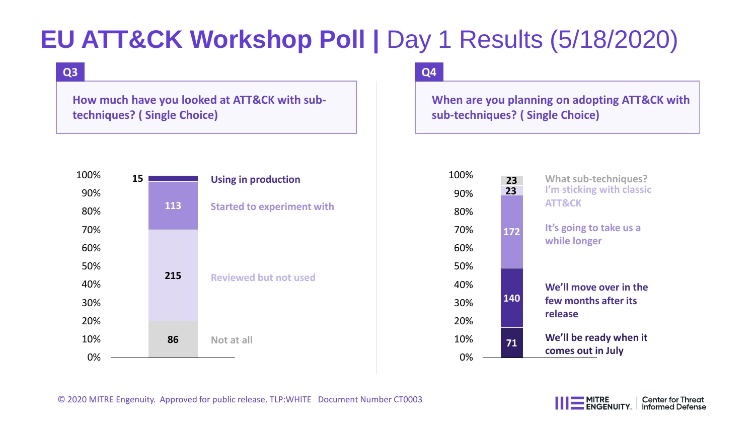# EU ATT&CK Workshop Poll | Day 1 Results (5/18/2020)

## Q3

**How much have you looked at ATT&CK with sub-techniques? ( Single Choice)**

| Response | Count |
|---|---|
| Using in production | 15 |
| Started to experiment with | 113 |
| Reviewed but not used | 215 |
| Not at all | 86 |

## Q4

**When are you planning on adopting ATT&CK with sub-techniques? ( Single Choice)**

| Response | Count |
|---|---|
| What sub-techniques? | 23 |
| I'm sticking with classic ATT&CK | 23 |
| It's going to take us a while longer | 172 |
| We'll move over in the few months after its release | 140 |
| We'll be ready when it comes out in July | 71 |

© 2020 MITRE Engenuity. Approved for public release. TLP:WHITE Document Number CT0003

MITRE ENGENUITY. | Center for Threat Informed Defense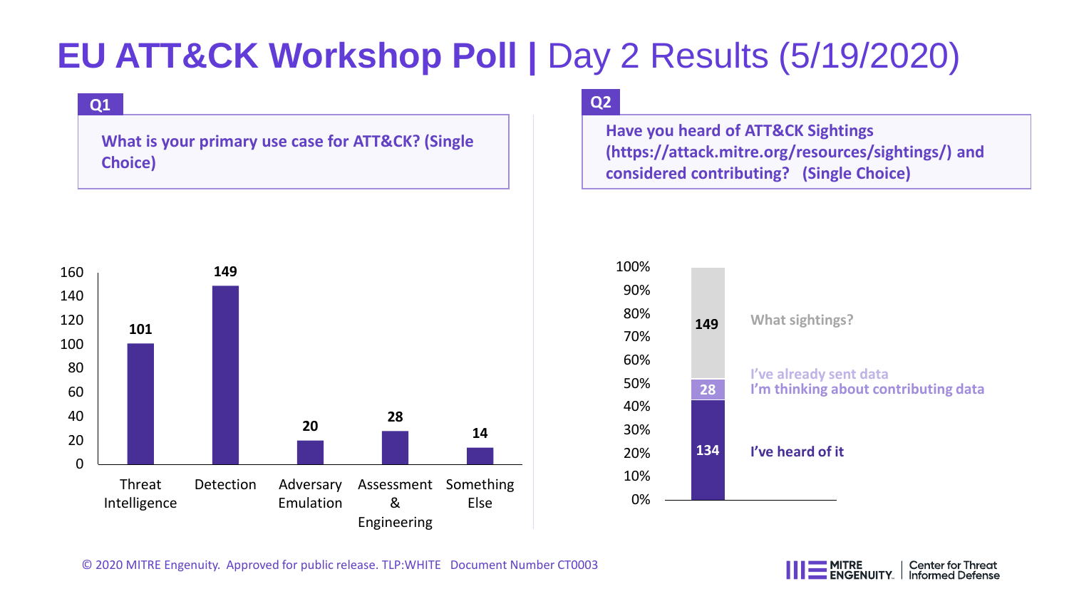# EU ATT&CK Workshop Poll | Day 2 Results (5/19/2020)

## Q1

**What is your primary use case for ATT&CK? (Single Choice)**

| Use case | Responses |
|---|---|
| Threat Intelligence | 101 |
| Detection | 149 |
| Adversary Emulation | 20 |
| Assessment & Engineering | 28 |
| Something Else | 14 |

## Q2

**Have you heard of ATT&CK Sightings (https://attack.mitre.org/resources/sightings/) and considered contributing? (Single Choice)**

| Response | Count |
|---|---|
| What sightings? | 149 |
| I've already sent data | |
| I'm thinking about contributing data | 28 |
| I've heard of it | 134 |

© 2020 MITRE Engenuity. Approved for public release. TLP:WHITE Document Number CT0003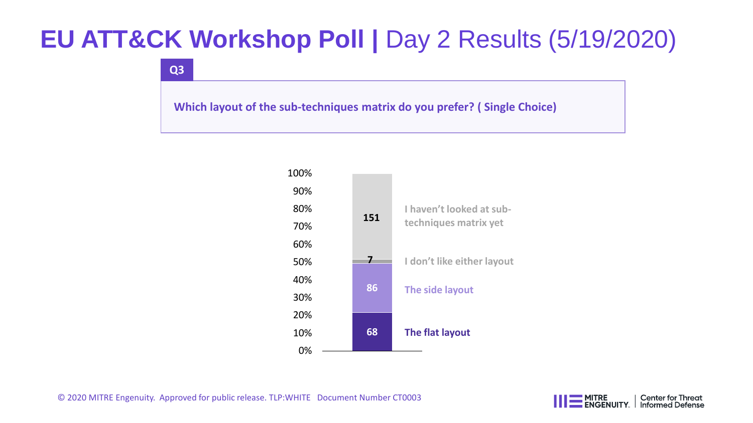# EU ATT&CK Workshop Poll | Day 2 Results (5/19/2020)

**Q3**

**Which layout of the sub-techniques matrix do you prefer? ( Single Choice)**

| Response | Count |
| --- | --- |
| I haven't looked at sub-techniques matrix yet | 151 |
| I don't like either layout | 7 |
| The side layout | 86 |
| The flat layout | 68 |

© 2020 MITRE Engenuity. Approved for public release. TLP:WHITE Document Number CT0003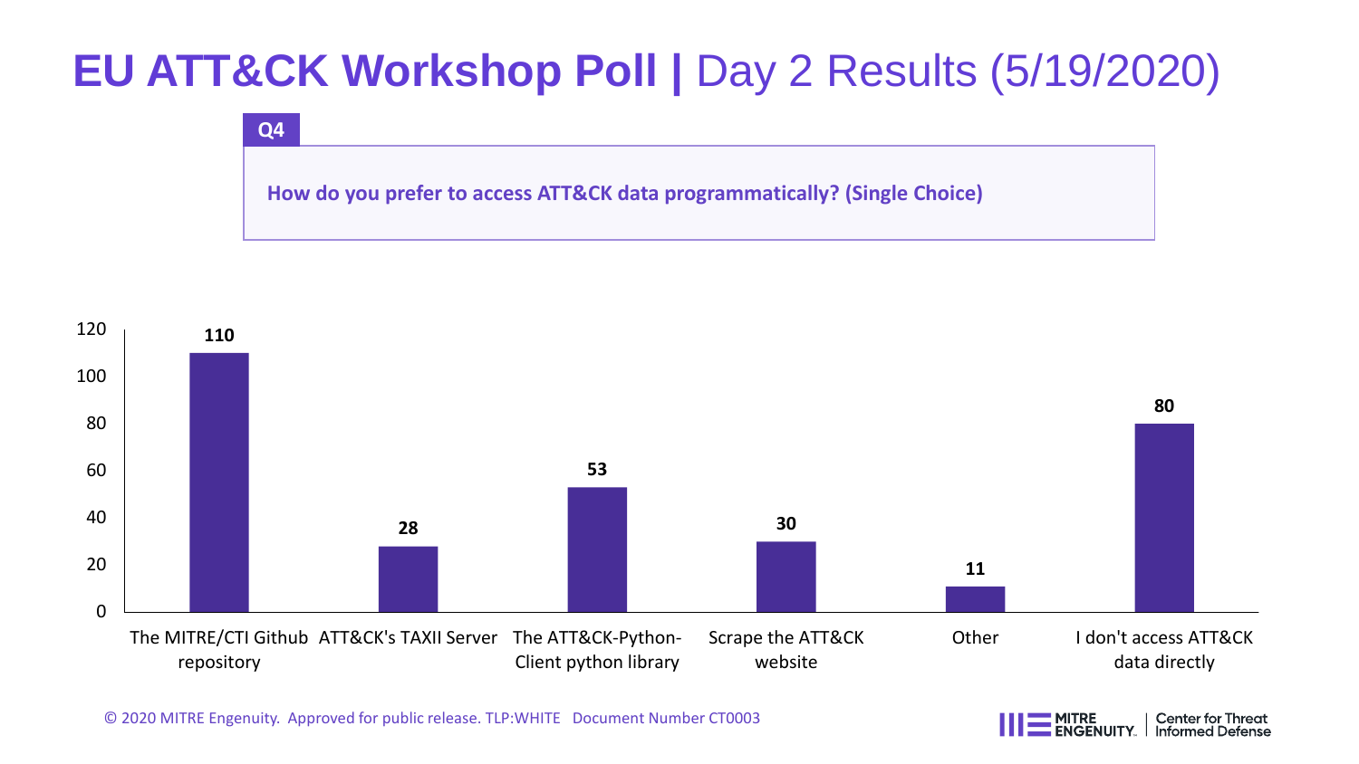# EU ATT&CK Workshop Poll | Day 2 Results (5/19/2020)

**Q4**

**How do you prefer to access ATT&CK data programmatically? (Single Choice)**

120
100
80
60
40
20
0

110
28
53
30
11
80

The MITRE/CTI Github repository
ATT&CK's TAXII Server
The ATT&CK-Python-Client python library
Scrape the ATT&CK website
Other
I don't access ATT&CK data directly

© 2020 MITRE Engenuity. Approved for public release. TLP:WHITE Document Number CT0003

MITRE ENGENUITY. | Center for Threat Informed Defense